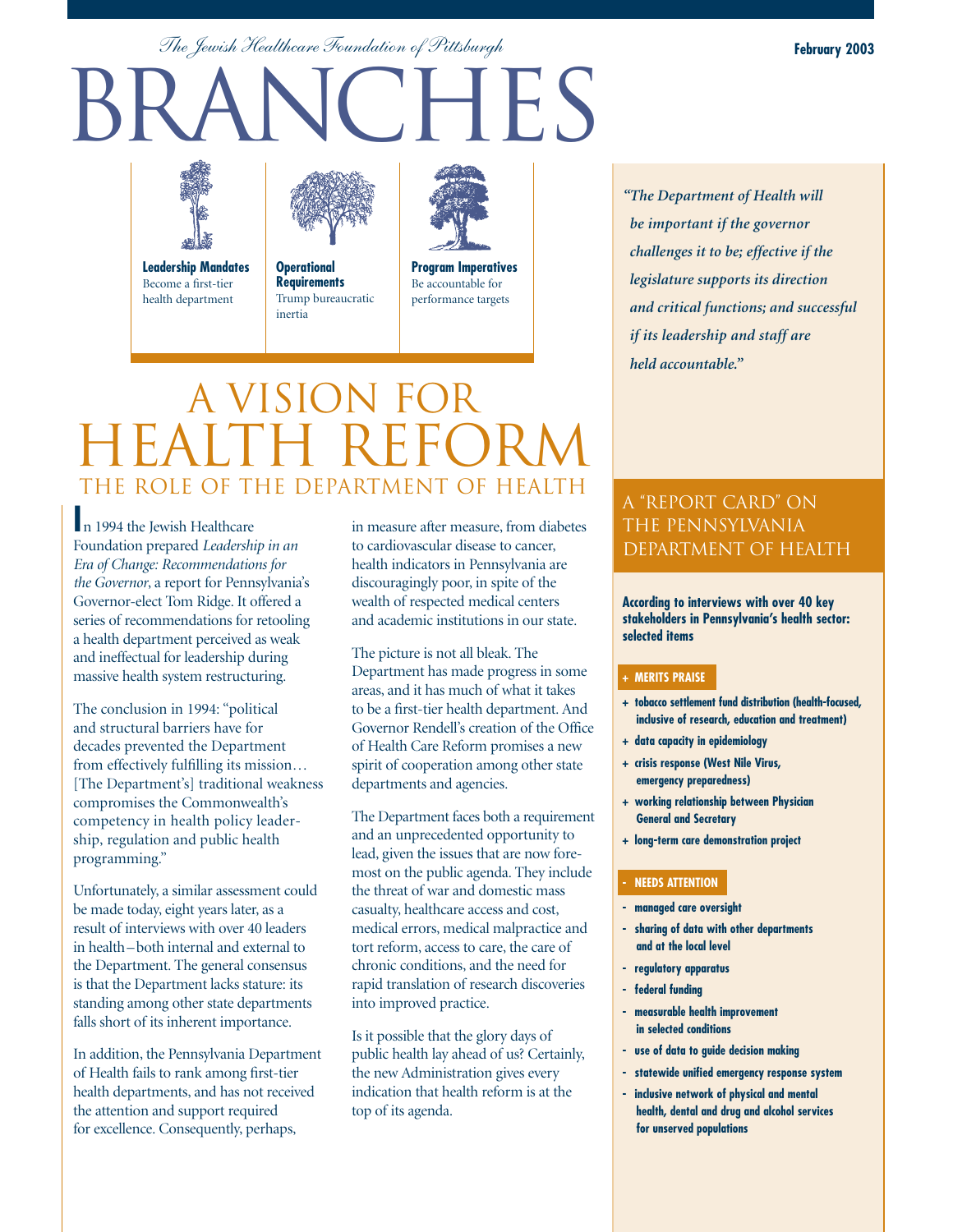*The Jewish Healthcare Foundation of Pittsburgh*

February 2003

# BRANCHES

**Leadership Mandates**
Become a first-tier health department

**Operational Requirements**
Trump bureaucratic inertia

**Program Imperatives**
Be accountable for performance targets

# A VISION FOR HEALTH REFORM

## THE ROLE OF THE DEPARTMENT OF HEALTH

In 1994 the Jewish Healthcare Foundation prepared *Leadership in an Era of Change: Recommendations for the Governor*, a report for Pennsylvania's Governor-elect Tom Ridge. It offered a series of recommendations for retooling a health department perceived as weak and ineffectual for leadership during massive health system restructuring.

The conclusion in 1994: "political and structural barriers have for decades prevented the Department from effectively fulfilling its mission… [The Department's] traditional weakness compromises the Commonwealth's competency in health policy leadership, regulation and public health programming."

Unfortunately, a similar assessment could be made today, eight years later, as a result of interviews with over 40 leaders in health–both internal and external to the Department. The general consensus is that the Department lacks stature: its standing among other state departments falls short of its inherent importance.

In addition, the Pennsylvania Department of Health fails to rank among first-tier health departments, and has not received the attention and support required for excellence. Consequently, perhaps, in measure after measure, from diabetes to cardiovascular disease to cancer, health indicators in Pennsylvania are discouragingly poor, in spite of the wealth of respected medical centers and academic institutions in our state.

The picture is not all bleak. The Department has made progress in some areas, and it has much of what it takes to be a first-tier health department. And Governor Rendell's creation of the Office of Health Care Reform promises a new spirit of cooperation among other state departments and agencies.

The Department faces both a requirement and an unprecedented opportunity to lead, given the issues that are now foremost on the public agenda. They include the threat of war and domestic mass casualty, healthcare access and cost, medical errors, medical malpractice and tort reform, access to care, the care of chronic conditions, and the need for rapid translation of research discoveries into improved practice.

Is it possible that the glory days of public health lay ahead of us? Certainly, the new Administration gives every indication that health reform is at the top of its agenda.

*"The Department of Health will be important if the governor challenges it to be; effective if the legislature supports its direction and critical functions; and successful if its leadership and staff are held accountable."*

## A "REPORT CARD" ON THE PENNSYLVANIA DEPARTMENT OF HEALTH

**According to interviews with over 40 key stakeholders in Pennsylvania's health sector: selected items**

**+ MERITS PRAISE**

- + tobacco settlement fund distribution (health-focused, inclusive of research, education and treatment)
- + data capacity in epidemiology
- + crisis response (West Nile Virus, emergency preparedness)
- + working relationship between Physician General and Secretary
- + long-term care demonstration project

**- NEEDS ATTENTION**

- - managed care oversight
- - sharing of data with other departments and at the local level
- - regulatory apparatus
- - federal funding
- - measurable health improvement in selected conditions
- - use of data to guide decision making
- - statewide unified emergency response system
- - inclusive network of physical and mental health, dental and drug and alcohol services for unserved populations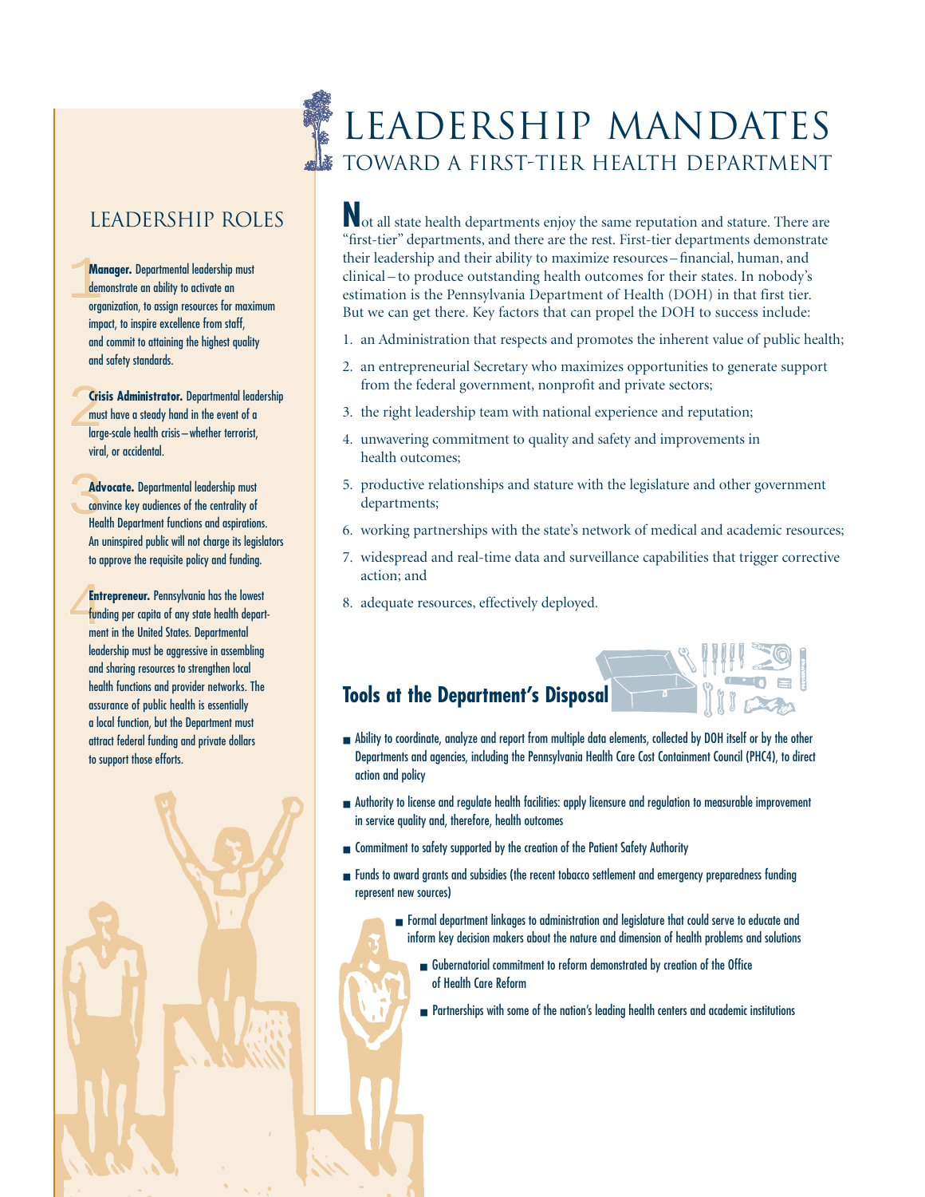# LEADERSHIP MANDATES

## TOWARD A FIRST-TIER HEALTH DEPARTMENT

## LEADERSHIP ROLES

1. **Manager.** Departmental leadership must demonstrate an ability to activate an organization, to assign resources for maximum impact, to inspire excellence from staff, and commit to attaining the highest quality and safety standards.

2. **Crisis Administrator.** Departmental leadership must have a steady hand in the event of a large-scale health crisis – whether terrorist, viral, or accidental.

3. **Advocate.** Departmental leadership must convince key audiences of the centrality of Health Department functions and aspirations. An uninspired public will not charge its legislators to approve the requisite policy and funding.

4. **Entrepreneur.** Pennsylvania has the lowest funding per capita of any state health department in the United States. Departmental leadership must be aggressive in assembling and sharing resources to strengthen local health functions and provider networks. The assurance of public health is essentially a local function, but the Department must attract federal funding and private dollars to support those efforts.

Not all state health departments enjoy the same reputation and stature. There are "first-tier" departments, and there are the rest. First-tier departments demonstrate their leadership and their ability to maximize resources – financial, human, and clinical – to produce outstanding health outcomes for their states. In nobody's estimation is the Pennsylvania Department of Health (DOH) in that first tier. But we can get there. Key factors that can propel the DOH to success include:

1. an Administration that respects and promotes the inherent value of public health;
2. an entrepreneurial Secretary who maximizes opportunities to generate support from the federal government, nonprofit and private sectors;
3. the right leadership team with national experience and reputation;
4. unwavering commitment to quality and safety and improvements in health outcomes;
5. productive relationships and stature with the legislature and other government departments;
6. working partnerships with the state's network of medical and academic resources;
7. widespread and real-time data and surveillance capabilities that trigger corrective action; and
8. adequate resources, effectively deployed.

### Tools at the Department's Disposal

- Ability to coordinate, analyze and report from multiple data elements, collected by DOH itself or by the other Departments and agencies, including the Pennsylvania Health Care Cost Containment Council (PHC4), to direct action and policy
- Authority to license and regulate health facilities: apply licensure and regulation to measurable improvement in service quality and, therefore, health outcomes
- Commitment to safety supported by the creation of the Patient Safety Authority
- Funds to award grants and subsidies (the recent tobacco settlement and emergency preparedness funding represent new sources)
- Formal department linkages to administration and legislature that could serve to educate and inform key decision makers about the nature and dimension of health problems and solutions
- Gubernatorial commitment to reform demonstrated by creation of the Office of Health Care Reform
- Partnerships with some of the nation's leading health centers and academic institutions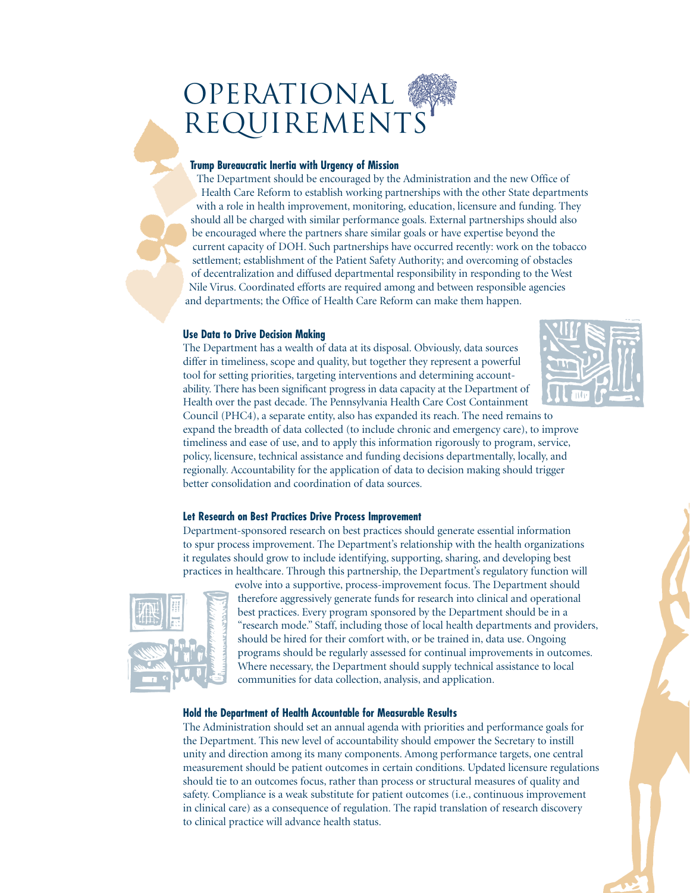# OPERATIONAL REQUIREMENTS

### Trump Bureaucratic Inertia with Urgency of Mission

The Department should be encouraged by the Administration and the new Office of Health Care Reform to establish working partnerships with the other State departments with a role in health improvement, monitoring, education, licensure and funding. They should all be charged with similar performance goals. External partnerships should also be encouraged where the partners share similar goals or have expertise beyond the current capacity of DOH. Such partnerships have occurred recently: work on the tobacco settlement; establishment of the Patient Safety Authority; and overcoming of obstacles of decentralization and diffused departmental responsibility in responding to the West Nile Virus. Coordinated efforts are required among and between responsible agencies and departments; the Office of Health Care Reform can make them happen.

### Use Data to Drive Decision Making

The Department has a wealth of data at its disposal. Obviously, data sources differ in timeliness, scope and quality, but together they represent a powerful tool for setting priorities, targeting interventions and determining accountability. There has been significant progress in data capacity at the Department of Health over the past decade. The Pennsylvania Health Care Cost Containment Council (PHC4), a separate entity, also has expanded its reach. The need remains to expand the breadth of data collected (to include chronic and emergency care), to improve timeliness and ease of use, and to apply this information rigorously to program, service, policy, licensure, technical assistance and funding decisions departmentally, locally, and regionally. Accountability for the application of data to decision making should trigger better consolidation and coordination of data sources.

### Let Research on Best Practices Drive Process Improvement

Department-sponsored research on best practices should generate essential information to spur process improvement. The Department's relationship with the health organizations it regulates should grow to include identifying, supporting, sharing, and developing best practices in healthcare. Through this partnership, the Department's regulatory function will evolve into a supportive, process-improvement focus. The Department should therefore aggressively generate funds for research into clinical and operational best practices. Every program sponsored by the Department should be in a "research mode." Staff, including those of local health departments and providers, should be hired for their comfort with, or be trained in, data use. Ongoing programs should be regularly assessed for continual improvements in outcomes. Where necessary, the Department should supply technical assistance to local communities for data collection, analysis, and application.

### Hold the Department of Health Accountable for Measurable Results

The Administration should set an annual agenda with priorities and performance goals for the Department. This new level of accountability should empower the Secretary to instill unity and direction among its many components. Among performance targets, one central measurement should be patient outcomes in certain conditions. Updated licensure regulations should tie to an outcomes focus, rather than process or structural measures of quality and safety. Compliance is a weak substitute for patient outcomes (i.e., continuous improvement in clinical care) as a consequence of regulation. The rapid translation of research discovery to clinical practice will advance health status.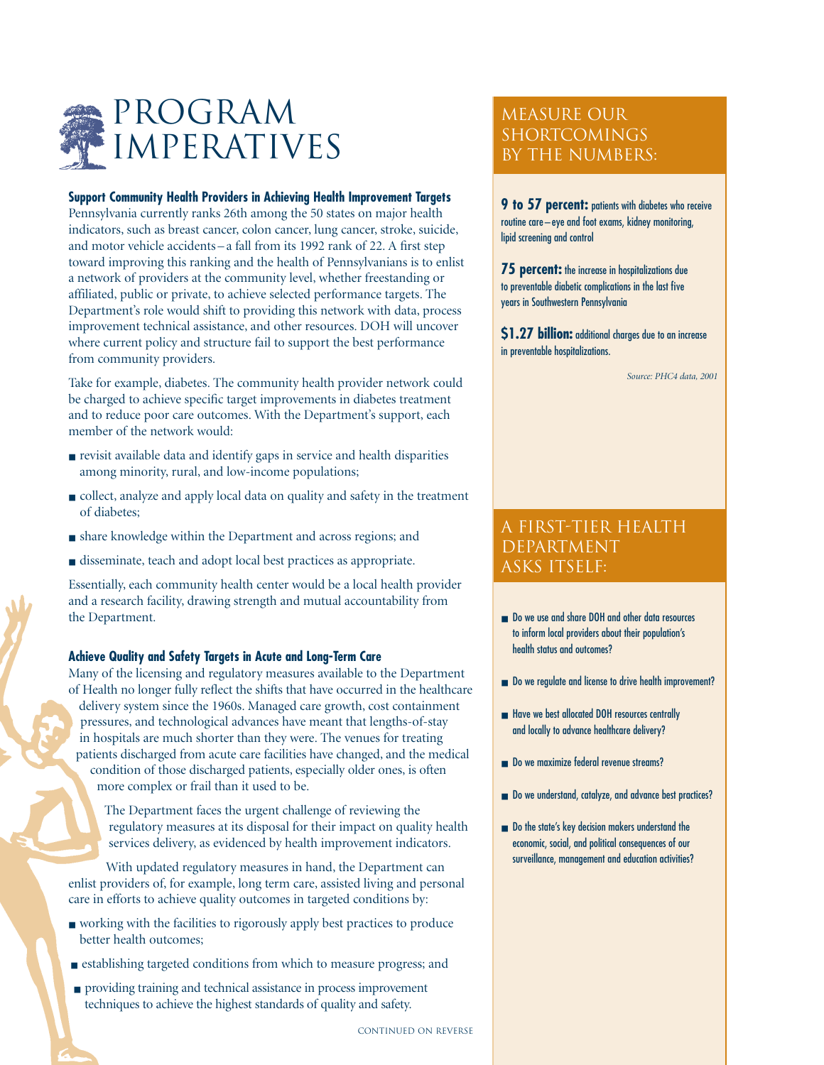# PROGRAM IMPERATIVES

### Support Community Health Providers in Achieving Health Improvement Targets

Pennsylvania currently ranks 26th among the 50 states on major health indicators, such as breast cancer, colon cancer, lung cancer, stroke, suicide, and motor vehicle accidents – a fall from its 1992 rank of 22. A first step toward improving this ranking and the health of Pennsylvanians is to enlist a network of providers at the community level, whether freestanding or affiliated, public or private, to achieve selected performance targets. The Department's role would shift to providing this network with data, process improvement technical assistance, and other resources. DOH will uncover where current policy and structure fail to support the best performance from community providers.

Take for example, diabetes. The community health provider network could be charged to achieve specific target improvements in diabetes treatment and to reduce poor care outcomes. With the Department's support, each member of the network would:

- revisit available data and identify gaps in service and health disparities among minority, rural, and low-income populations;
- collect, analyze and apply local data on quality and safety in the treatment of diabetes;
- share knowledge within the Department and across regions; and
- disseminate, teach and adopt local best practices as appropriate.

Essentially, each community health center would be a local health provider and a research facility, drawing strength and mutual accountability from the Department.

### Achieve Quality and Safety Targets in Acute and Long-Term Care

Many of the licensing and regulatory measures available to the Department of Health no longer fully reflect the shifts that have occurred in the healthcare delivery system since the 1960s. Managed care growth, cost containment pressures, and technological advances have meant that lengths-of-stay in hospitals are much shorter than they were. The venues for treating patients discharged from acute care facilities have changed, and the medical condition of those discharged patients, especially older ones, is often more complex or frail than it used to be.

The Department faces the urgent challenge of reviewing the regulatory measures at its disposal for their impact on quality health services delivery, as evidenced by health improvement indicators.

With updated regulatory measures in hand, the Department can enlist providers of, for example, long term care, assisted living and personal care in efforts to achieve quality outcomes in targeted conditions by:

- working with the facilities to rigorously apply best practices to produce better health outcomes;
- establishing targeted conditions from which to measure progress; and
- providing training and technical assistance in process improvement techniques to achieve the highest standards of quality and safety.

CONTINUED ON REVERSE

## MEASURE OUR SHORTCOMINGS BY THE NUMBERS:

**9 to 57 percent:** patients with diabetes who receive routine care – eye and foot exams, kidney monitoring, lipid screening and control

**75 percent:** the increase in hospitalizations due to preventable diabetic complications in the last five years in Southwestern Pennsylvania

**$1.27 billion:** additional charges due to an increase in preventable hospitalizations.

*Source: PHC4 data, 2001*

## A FIRST-TIER HEALTH DEPARTMENT ASKS ITSELF:

- Do we use and share DOH and other data resources to inform local providers about their population's health status and outcomes?
- Do we regulate and license to drive health improvement?
- Have we best allocated DOH resources centrally and locally to advance healthcare delivery?
- Do we maximize federal revenue streams?
- Do we understand, catalyze, and advance best practices?
- Do the state's key decision makers understand the economic, social, and political consequences of our surveillance, management and education activities?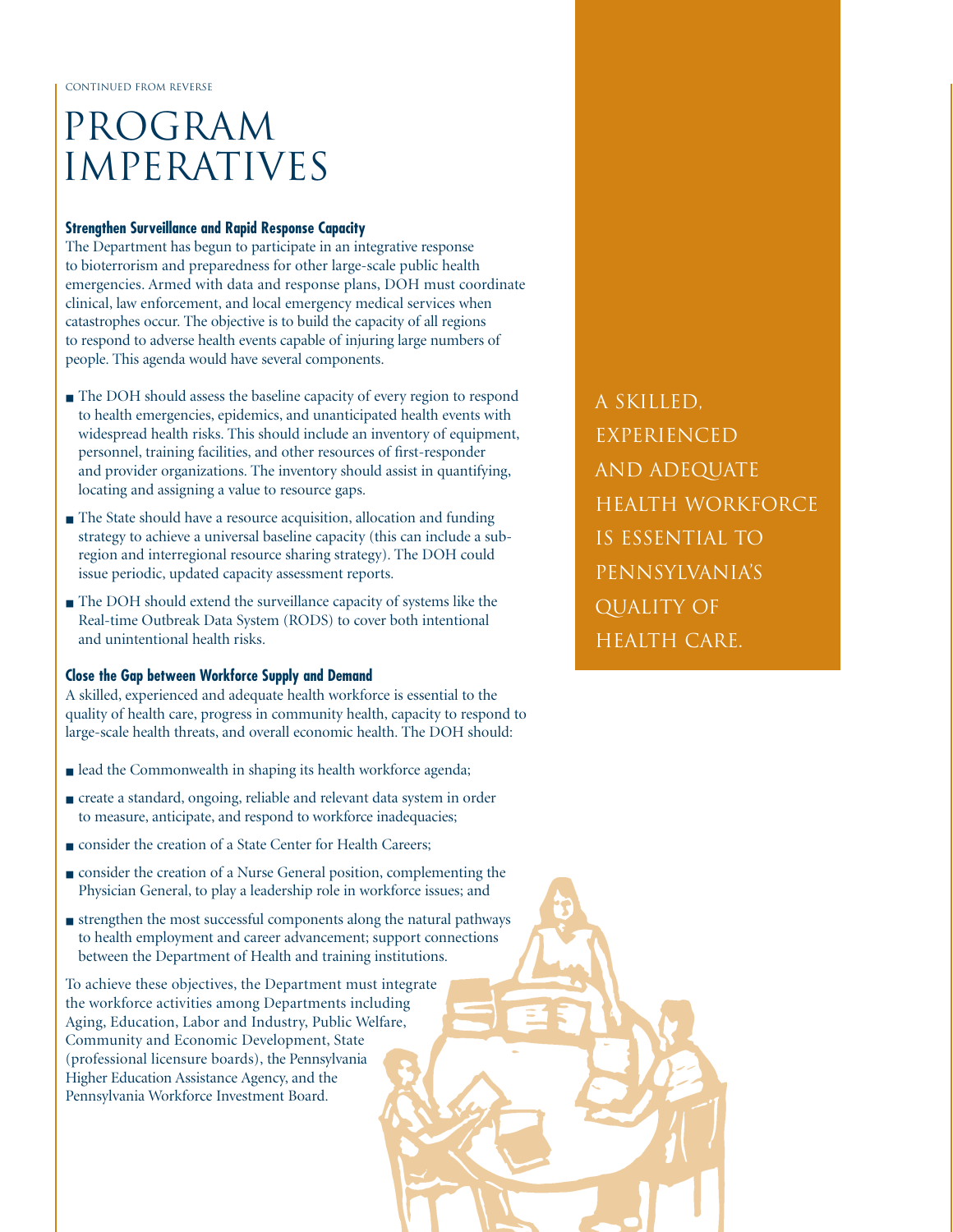CONTINUED FROM REVERSE

# PROGRAM IMPERATIVES

**Strengthen Surveillance and Rapid Response Capacity**

The Department has begun to participate in an integrative response to bioterrorism and preparedness for other large-scale public health emergencies. Armed with data and response plans, DOH must coordinate clinical, law enforcement, and local emergency medical services when catastrophes occur. The objective is to build the capacity of all regions to respond to adverse health events capable of injuring large numbers of people. This agenda would have several components.

- The DOH should assess the baseline capacity of every region to respond to health emergencies, epidemics, and unanticipated health events with widespread health risks. This should include an inventory of equipment, personnel, training facilities, and other resources of first-responder and provider organizations. The inventory should assist in quantifying, locating and assigning a value to resource gaps.
- The State should have a resource acquisition, allocation and funding strategy to achieve a universal baseline capacity (this can include a sub-region and interregional resource sharing strategy). The DOH could issue periodic, updated capacity assessment reports.
- The DOH should extend the surveillance capacity of systems like the Real-time Outbreak Data System (RODS) to cover both intentional and unintentional health risks.

**Close the Gap between Workforce Supply and Demand**

A skilled, experienced and adequate health workforce is essential to the quality of health care, progress in community health, capacity to respond to large-scale health threats, and overall economic health. The DOH should:

- lead the Commonwealth in shaping its health workforce agenda;
- create a standard, ongoing, reliable and relevant data system in order to measure, anticipate, and respond to workforce inadequacies;
- consider the creation of a State Center for Health Careers;
- consider the creation of a Nurse General position, complementing the Physician General, to play a leadership role in workforce issues; and
- strengthen the most successful components along the natural pathways to health employment and career advancement; support connections between the Department of Health and training institutions.

To achieve these objectives, the Department must integrate the workforce activities among Departments including Aging, Education, Labor and Industry, Public Welfare, Community and Economic Development, State (professional licensure boards), the Pennsylvania Higher Education Assistance Agency, and the Pennsylvania Workforce Investment Board.

A SKILLED, EXPERIENCED AND ADEQUATE HEALTH WORKFORCE IS ESSENTIAL TO PENNSYLVANIA'S QUALITY OF HEALTH CARE.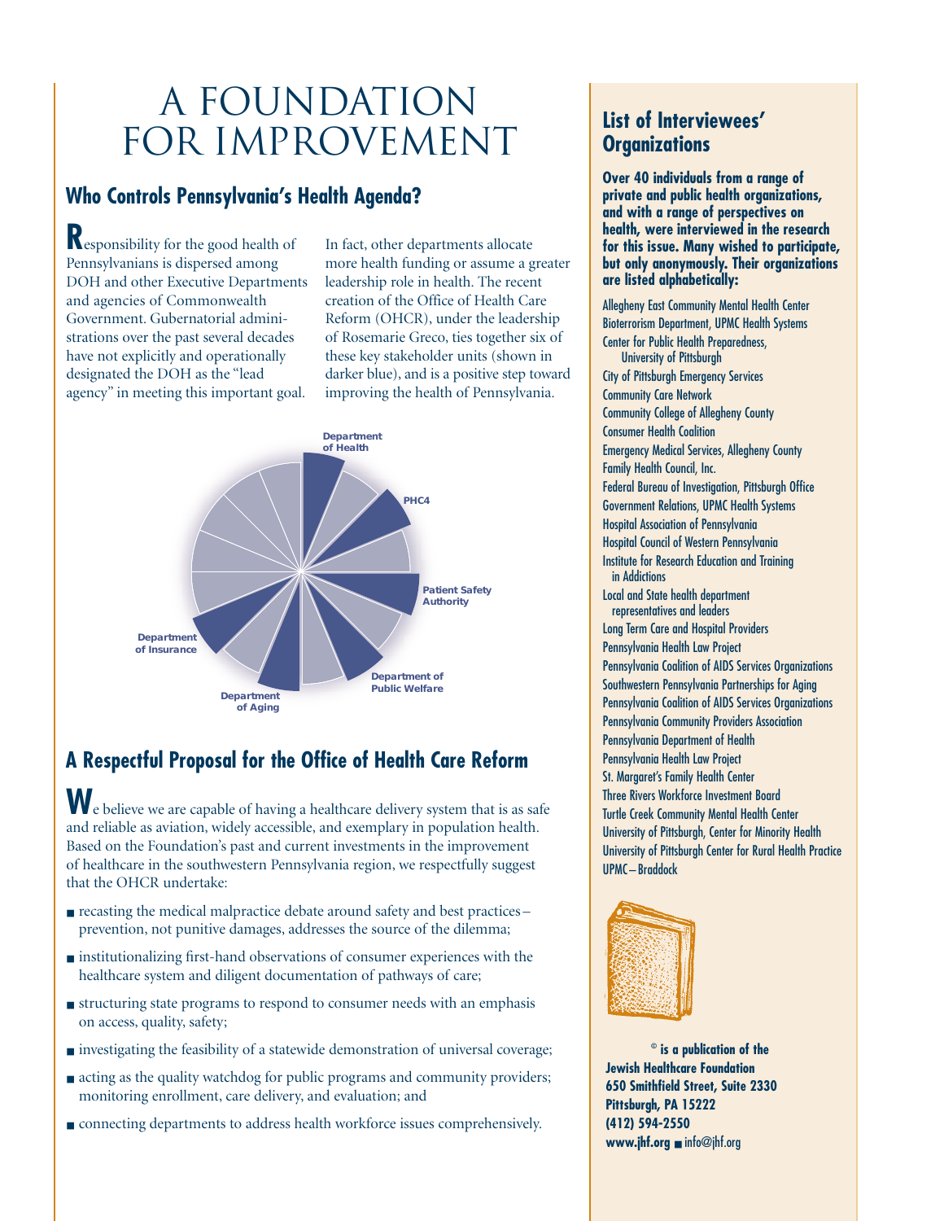# A FOUNDATION FOR IMPROVEMENT

## Who Controls Pennsylvania's Health Agenda?

Responsibility for the good health of Pennsylvanians is dispersed among DOH and other Executive Departments and agencies of Commonwealth Government. Gubernatorial administrations over the past several decades have not explicitly and operationally designated the DOH as the "lead agency" in meeting this important goal. In fact, other departments allocate more health funding or assume a greater leadership role in health. The recent creation of the Office of Health Care Reform (OHCR), under the leadership of Rosemarie Greco, ties together six of these key stakeholder units (shown in darker blue), and is a positive step toward improving the health of Pennsylvania.

Department of Health

PHC4

Patient Safety Authority

Department of Public Welfare

Department of Aging

Department of Insurance

## A Respectful Proposal for the Office of Health Care Reform

We believe we are capable of having a healthcare delivery system that is as safe and reliable as aviation, widely accessible, and exemplary in population health. Based on the Foundation's past and current investments in the improvement of healthcare in the southwestern Pennsylvania region, we respectfully suggest that the OHCR undertake:

- recasting the medical malpractice debate around safety and best practices – prevention, not punitive damages, addresses the source of the dilemma;
- institutionalizing first-hand observations of consumer experiences with the healthcare system and diligent documentation of pathways of care;
- structuring state programs to respond to consumer needs with an emphasis on access, quality, safety;
- investigating the feasibility of a statewide demonstration of universal coverage;
- acting as the quality watchdog for public programs and community providers; monitoring enrollment, care delivery, and evaluation; and
- connecting departments to address health workforce issues comprehensively.

## List of Interviewees' Organizations

**Over 40 individuals from a range of private and public health organizations, and with a range of perspectives on health, were interviewed in the research for this issue. Many wished to participate, but only anonymously. Their organizations are listed alphabetically:**

Allegheny East Community Mental Health Center
Bioterrorism Department, UPMC Health Systems
Center for Public Health Preparedness, University of Pittsburgh
City of Pittsburgh Emergency Services
Community Care Network
Community College of Allegheny County
Consumer Health Coalition
Emergency Medical Services, Allegheny County
Family Health Council, Inc.
Federal Bureau of Investigation, Pittsburgh Office
Government Relations, UPMC Health Systems
Hospital Association of Pennsylvania
Hospital Council of Western Pennsylvania
Institute for Research Education and Training in Addictions
Local and State health department representatives and leaders
Long Term Care and Hospital Providers
Pennsylvania Health Law Project
Pennsylvania Coalition of AIDS Services Organizations
Southwestern Pennsylvania Partnerships for Aging
Pennsylvania Coalition of AIDS Services Organizations
Pennsylvania Community Providers Association
Pennsylvania Department of Health
Pennsylvania Health Law Project
St. Margaret's Family Health Center
Three Rivers Workforce Investment Board
Turtle Creek Community Mental Health Center
University of Pittsburgh, Center for Minority Health
University of Pittsburgh Center for Rural Health Practice
UPMC—Braddock

**© is a publication of the Jewish Healthcare Foundation**
**650 Smithfield Street, Suite 2330**
**Pittsburgh, PA 15222**
**(412) 594-2550**
**www.jhf.org** ■ info@jhf.org